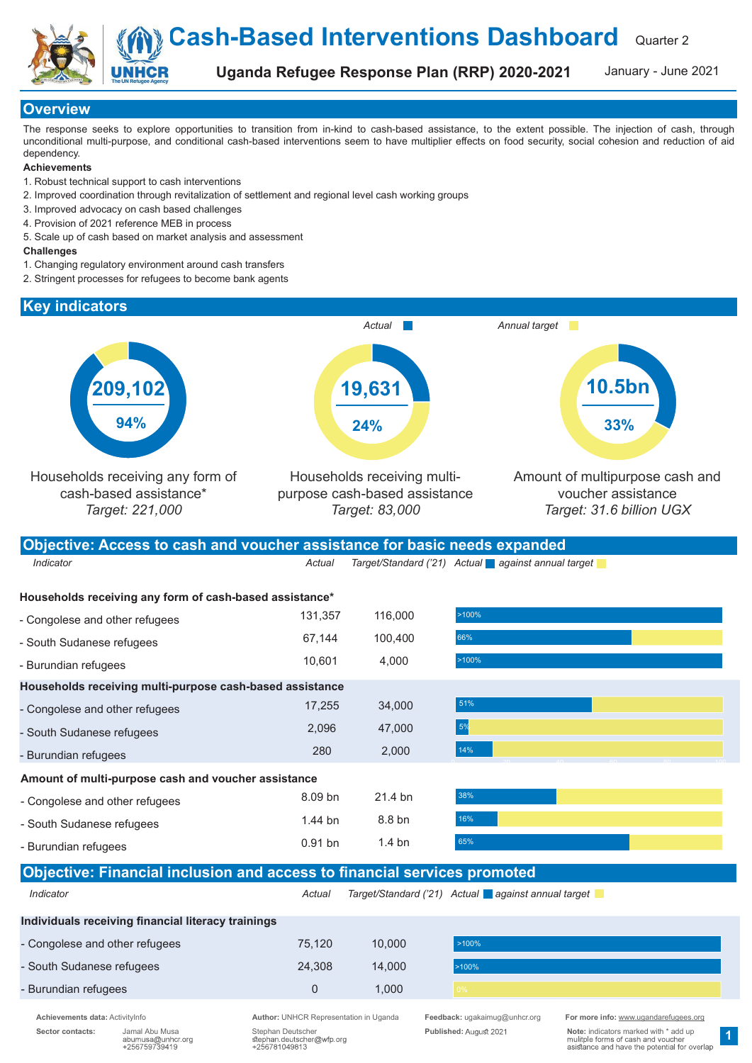# Cash-Based Interventions Dashboard

Quarter 2

## Uganda Refugee Response Plan (RRP) 2020-2021

January - June 2021

## Overview

The response seeks to explore opportunities to transition from in-kind to cash-based assistance, to the extent possible. The injection of cash, through unconditional multi-purpose, and conditional cash-based interventions seem to have multiplier effects on food security, social cohesion and reduction of aid dependency.

**Achievements**

1. Robust technical support to cash interventions
2. Improved coordination through revitalization of settlement and regional level cash working groups
3. Improved advocacy on cash based challenges
4. Provision of 2021 reference MEB in process
5. Scale up of cash based on market analysis and assessment

**Challenges**

1. Changing regulatory environment around cash transfers
2. Stringent processes for refugees to become bank agents

## Key indicators

*Actual* | *Annual target*

| Indicator | Actual | % | Target |
|---|---|---|---|
| Households receiving any form of cash-based assistance* | 209,102 | 94% | *Target: 221,000* |
| Households receiving multi-purpose cash-based assistance | 19,631 | 24% | *Target: 83,000* |
| Amount of multipurpose cash and voucher assistance | 10.5bn | 33% | *Target: 31.6 billion UGX* |

## Objective: Access to cash and voucher assistance for basic needs expanded

| *Indicator* | *Actual* | *Target/Standard ('21)* | *Actual against annual target* |
|---|---|---|---|
| **Households receiving any form of cash-based assistance*** | | | |
| - Congolese and other refugees | 131,357 | 116,000 | >100% |
| - South Sudanese refugees | 67,144 | 100,400 | 66% |
| - Burundian refugees | 10,601 | 4,000 | >100% |
| **Households receiving multi-purpose cash-based assistance** | | | |
| - Congolese and other refugees | 17,255 | 34,000 | 51% |
| - South Sudanese refugees | 2,096 | 47,000 | 5% |
| - Burundian refugees | 280 | 2,000 | 14% |
| **Amount of multi-purpose cash and voucher assistance** | | | |
| - Congolese and other refugees | 8.09 bn | 21.4 bn | 38% |
| - South Sudanese refugees | 1.44 bn | 8.8 bn | 16% |
| - Burundian refugees | 0.91 bn | 1.4 bn | 65% |

## Objective: Financial inclusion and access to financial services promoted

| *Indicator* | *Actual* | *Target/Standard ('21)* | *Actual against annual target* |
|---|---|---|---|
| **Individuals receiving financial literacy trainings** | | | |
| - Congolese and other refugees | 75,120 | 10,000 | >100% |
| - South Sudanese refugees | 24,308 | 14,000 | >100% |
| - Burundian refugees | 0 | 1,000 | 0% |

**Achievements data:** ActivityInfo

**Sector contacts:** Jamal Abu Musa, abumusa@unhcr.org, +256759739419; Stephan Deutscher, stephan.deutscher@wfp.org, +256781049813

**Author:** UNHCR Representation in Uganda

**Feedback:** ugakaimug@unhcr.org

**Published:** August 2021

**For more info:** www.ugandarefugees.org

**Note:** indicators marked with * add up mulitple forms of cash and voucher asistance and have the potential for overlap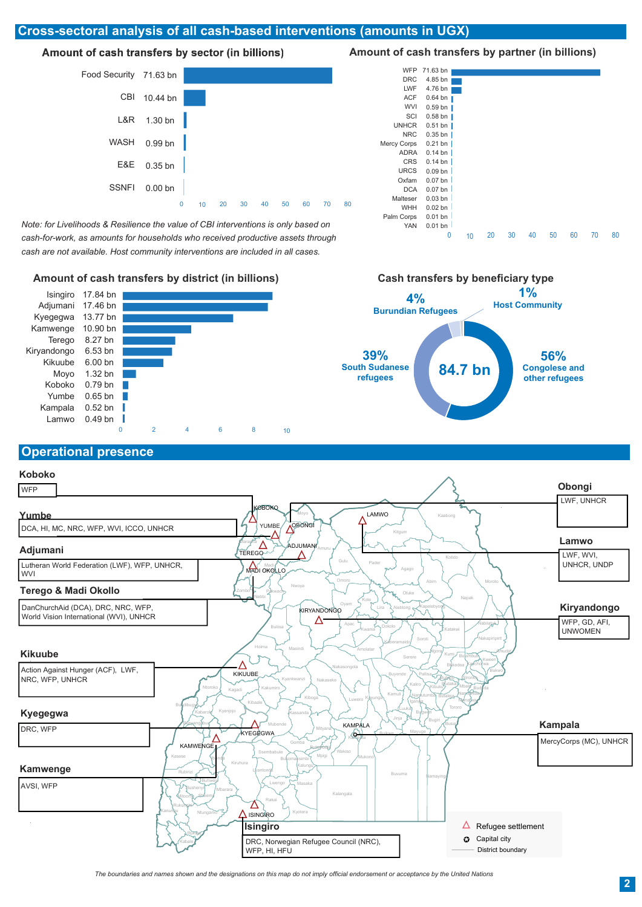## Cross-sectoral analysis of all cash-based interventions (amounts in UGX)

### Amount of cash transfers by sector (in billions)

Food Security 71.63 bn
CBI 10.44 bn
L&R 1.30 bn
WASH 0.99 bn
E&E 0.35 bn
SSNFI 0.00 bn

0 10 20 30 40 50 60 70 80

*Note: for Livelihoods & Resilience the value of CBI interventions is only based on cash-for-work, as amounts for households who received productive assets through cash are not available. Host community interventions are included in all cases.*

### Amount of cash transfers by partner (in billions)

WFP 71.63 bn
DRC 4.85 bn
LWF 4.76 bn
ACF 0.64 bn
WVI 0.59 bn
SCI 0.58 bn
UNHCR 0.51 bn
NRC 0.35 bn
Mercy Corps 0.21 bn
ADRA 0.14 bn
CRS 0.14 bn
URCS 0.09 bn
Oxfam 0.07 bn
DCA 0.07 bn
Malteser 0.03 bn
WHH 0.02 bn
Palm Corps 0.01 bn
YAN 0.01 bn

0 10 20 30 40 50 60 70 80

### Amount of cash transfers by district (in billions)

Isingiro 17.84 bn
Adjumani 17.46 bn
Kyegegwa 13.77 bn
Kamwenge 10.90 bn
Terego 8.27 bn
Kiryandongo 6.53 bn
Kikuube 6.00 bn
Moyo 1.32 bn
Koboko 0.79 bn
Yumbe 0.65 bn
Kampala 0.52 bn
Lamwo 0.49 bn

0 2 4 6 8 10

### Cash transfers by beneficiary type

84.7 bn

56% Congolese and other refugees
39% South Sudanese refugees
4% Burundian Refugees
1% Host Community

## Operational presence

**Koboko**
WFP

**Yumbe**
DCA, HI, MC, NRC, WFP, WVI, ICCO, UNHCR

**Adjumani**
Lutheran World Federation (LWF), WFP, UNHCR, WVI

**Terego & Madi Okollo**
DanChurchAid (DCA), DRC, NRC, WFP, World Vision International (WVI), UNHCR

**Kikuube**
Action Against Hunger (ACF), LWF, NRC, WFP, UNHCR

**Kyegegwa**
DRC, WFP

**Kamwenge**
AVSI, WFP

**Isingiro**
DRC, Norwegian Refugee Council (NRC), WFP, HI, HFU

**Obongi**
LWF, UNHCR

**Lamwo**
LWF, WVI, UNHCR, UNDP

**Kiryandongo**
WFP, GD, AFI, UNWOMEN

**Kampala**
MercyCorps (MC), UNHCR

Refugee settlement
Capital city
District boundary

*The boundaries and names shown and the designations on this map do not imply official endorsement or acceptance by the United Nations*